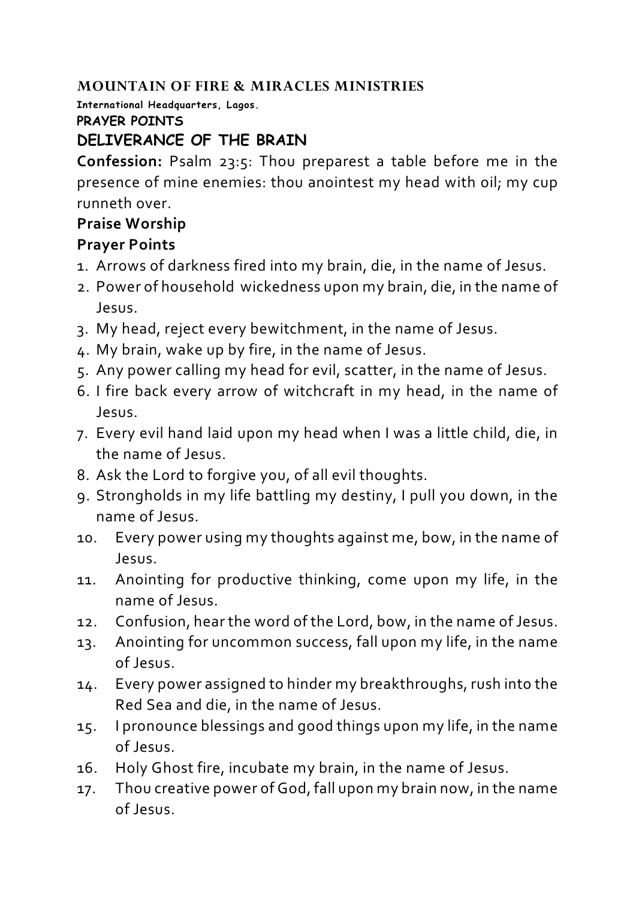**MOUNTAIN OF FIRE & MIRACLES MINISTRIES**

**International Headquarters, Lagos.**

**PRAYER POINTS**

# DELIVERANCE OF THE BRAIN

**Confession:** Psalm 23:5: Thou preparest a table before me in the presence of mine enemies: thou anointest my head with oil; my cup runneth over.

**Praise Worship**

**Prayer Points**

1. Arrows of darkness fired into my brain, die, in the name of Jesus.
2. Power of household wickedness upon my brain, die, in the name of Jesus.
3. My head, reject every bewitchment, in the name of Jesus.
4. My brain, wake up by fire, in the name of Jesus.
5. Any power calling my head for evil, scatter, in the name of Jesus.
6. I fire back every arrow of witchcraft in my head, in the name of Jesus.
7. Every evil hand laid upon my head when I was a little child, die, in the name of Jesus.
8. Ask the Lord to forgive you, of all evil thoughts.
9. Strongholds in my life battling my destiny, I pull you down, in the name of Jesus.
10. Every power using my thoughts against me, bow, in the name of Jesus.
11. Anointing for productive thinking, come upon my life, in the name of Jesus.
12. Confusion, hear the word of the Lord, bow, in the name of Jesus.
13. Anointing for uncommon success, fall upon my life, in the name of Jesus.
14. Every power assigned to hinder my breakthroughs, rush into the Red Sea and die, in the name of Jesus.
15. I pronounce blessings and good things upon my life, in the name of Jesus.
16. Holy Ghost fire, incubate my brain, in the name of Jesus.
17. Thou creative power of God, fall upon my brain now, in the name of Jesus.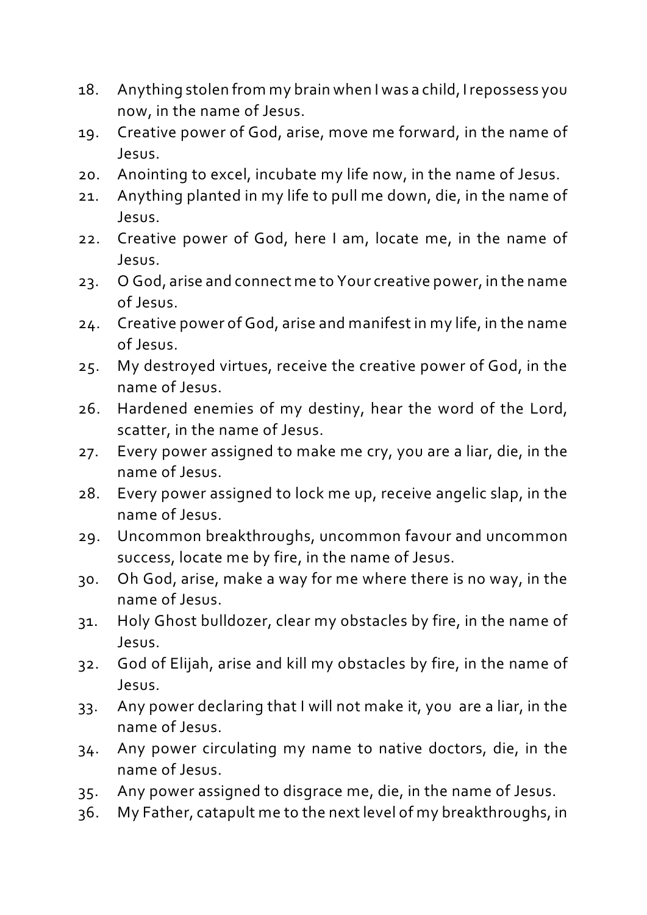18. Anything stolen from my brain when I was a child, I repossess you now, in the name of Jesus.
19. Creative power of God, arise, move me forward, in the name of Jesus.
20. Anointing to excel, incubate my life now, in the name of Jesus.
21. Anything planted in my life to pull me down, die, in the name of Jesus.
22. Creative power of God, here I am, locate me, in the name of Jesus.
23. O God, arise and connect me to Your creative power, in the name of Jesus.
24. Creative power of God, arise and manifest in my life, in the name of Jesus.
25. My destroyed virtues, receive the creative power of God, in the name of Jesus.
26. Hardened enemies of my destiny, hear the word of the Lord, scatter, in the name of Jesus.
27. Every power assigned to make me cry, you are a liar, die, in the name of Jesus.
28. Every power assigned to lock me up, receive angelic slap, in the name of Jesus.
29. Uncommon breakthroughs, uncommon favour and uncommon success, locate me by fire, in the name of Jesus.
30. Oh God, arise, make a way for me where there is no way, in the name of Jesus.
31. Holy Ghost bulldozer, clear my obstacles by fire, in the name of Jesus.
32. God of Elijah, arise and kill my obstacles by fire, in the name of Jesus.
33. Any power declaring that I will not make it, you are a liar, in the name of Jesus.
34. Any power circulating my name to native doctors, die, in the name of Jesus.
35. Any power assigned to disgrace me, die, in the name of Jesus.
36. My Father, catapult me to the next level of my breakthroughs, in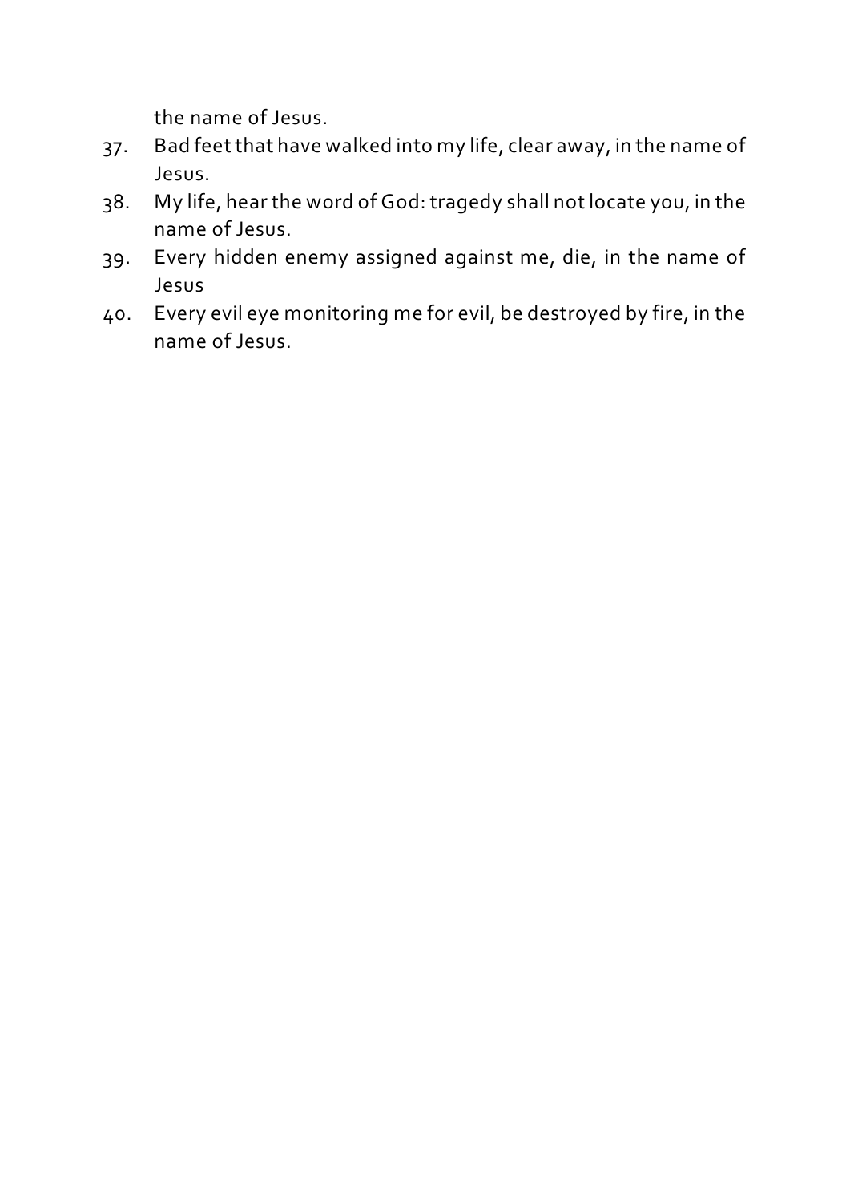the name of Jesus.

37. Bad feet that have walked into my life, clear away, in the name of Jesus.
38. My life, hear the word of God: tragedy shall not locate you, in the name of Jesus.
39. Every hidden enemy assigned against me, die, in the name of Jesus
40. Every evil eye monitoring me for evil, be destroyed by fire, in the name of Jesus.